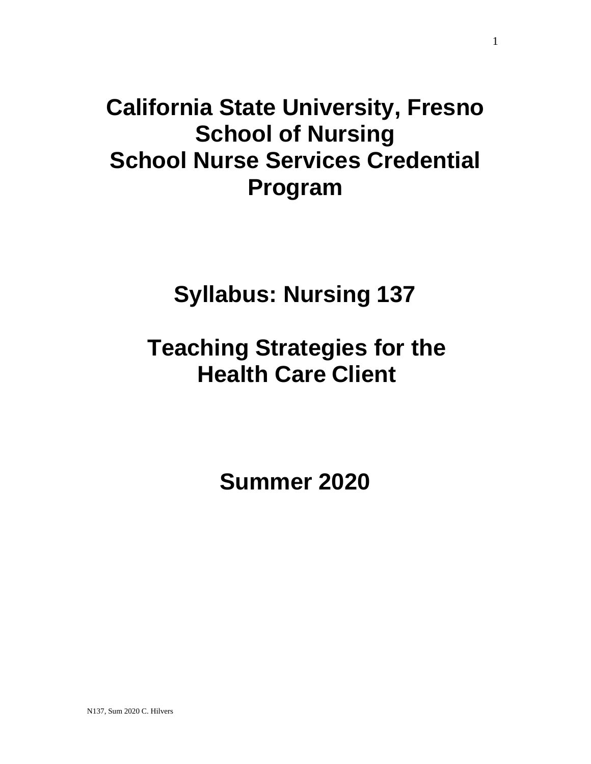# California State University, Fresno
# School of Nursing
# School Nurse Services Credential Program

# Syllabus: Nursing 137

# Teaching Strategies for the Health Care Client

# Summer 2020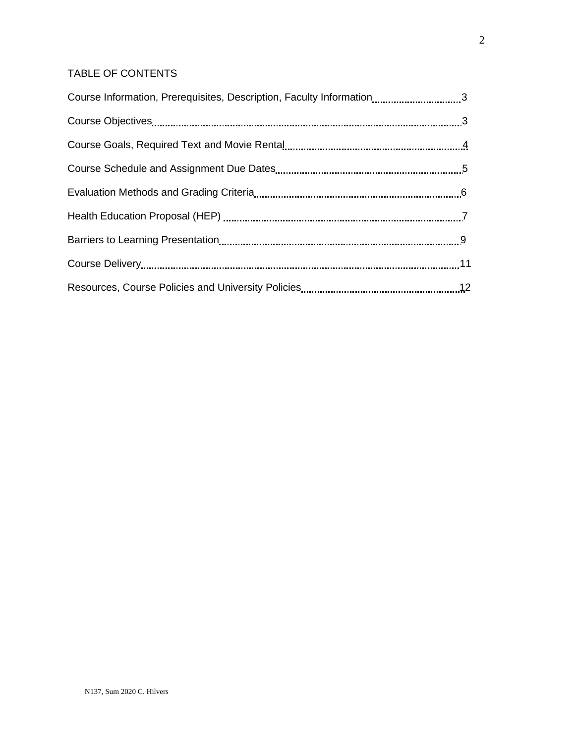# TABLE OF CONTENTS

| Section | Page |
| --- | --- |
| Course Information, Prerequisites, Description, Faculty Information | 3 |
| Course Objectives | 3 |
| Course Goals, Required Text and Movie Rental | 4 |
| Course Schedule and Assignment Due Dates | 5 |
| Evaluation Methods and Grading Criteria | 6 |
| Health Education Proposal (HEP) | 7 |
| Barriers to Learning Presentation | 9 |
| Course Delivery | 11 |
| Resources, Course Policies and University Policies | 12 |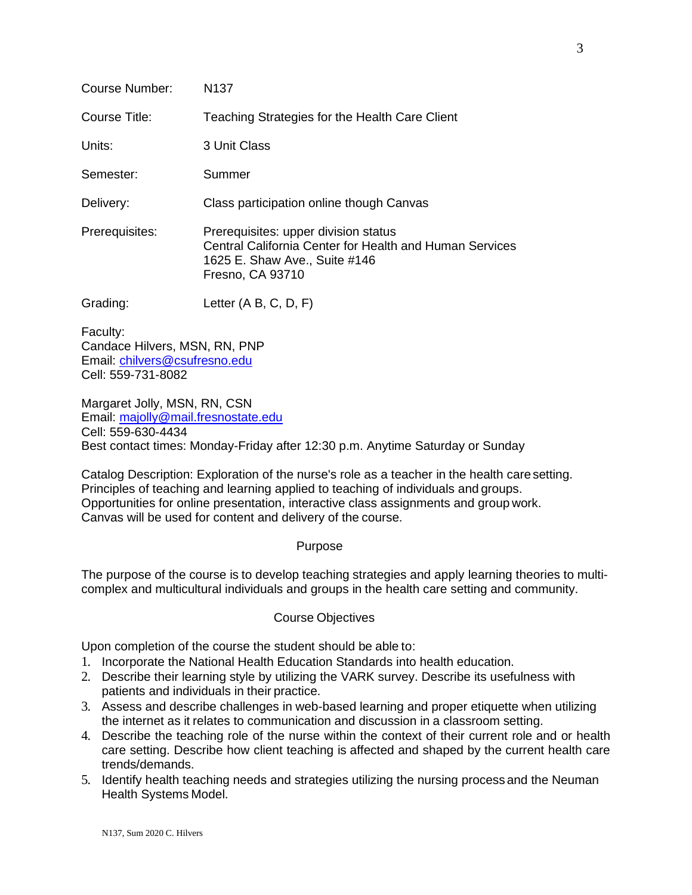| | |
|---|---|
| Course Number: | N137 |
| Course Title: | Teaching Strategies for the Health Care Client |
| Units: | 3 Unit Class |
| Semester: | Summer |
| Delivery: | Class participation online though Canvas |
| Prerequisites: | Prerequisites: upper division status<br>Central California Center for Health and Human Services<br>1625 E. Shaw Ave., Suite #146<br>Fresno, CA 93710 |
| Grading: | Letter (A B, C, D, F) |

Faculty:
Candace Hilvers, MSN, RN, PNP
Email: chilvers@csufresno.edu
Cell: 559-731-8082

Margaret Jolly, MSN, RN, CSN
Email: majolly@mail.fresnostate.edu
Cell: 559-630-4434
Best contact times: Monday-Friday after 12:30 p.m. Anytime Saturday or Sunday

Catalog Description: Exploration of the nurse's role as a teacher in the health care setting. Principles of teaching and learning applied to teaching of individuals and groups. Opportunities for online presentation, interactive class assignments and group work. Canvas will be used for content and delivery of the course.

## Purpose

The purpose of the course is to develop teaching strategies and apply learning theories to multi-complex and multicultural individuals and groups in the health care setting and community.

## Course Objectives

Upon completion of the course the student should be able to:

1. Incorporate the National Health Education Standards into health education.
2. Describe their learning style by utilizing the VARK survey. Describe its usefulness with patients and individuals in their practice.
3. Assess and describe challenges in web-based learning and proper etiquette when utilizing the internet as it relates to communication and discussion in a classroom setting.
4. Describe the teaching role of the nurse within the context of their current role and or health care setting. Describe how client teaching is affected and shaped by the current health care trends/demands.
5. Identify health teaching needs and strategies utilizing the nursing process and the Neuman Health Systems Model.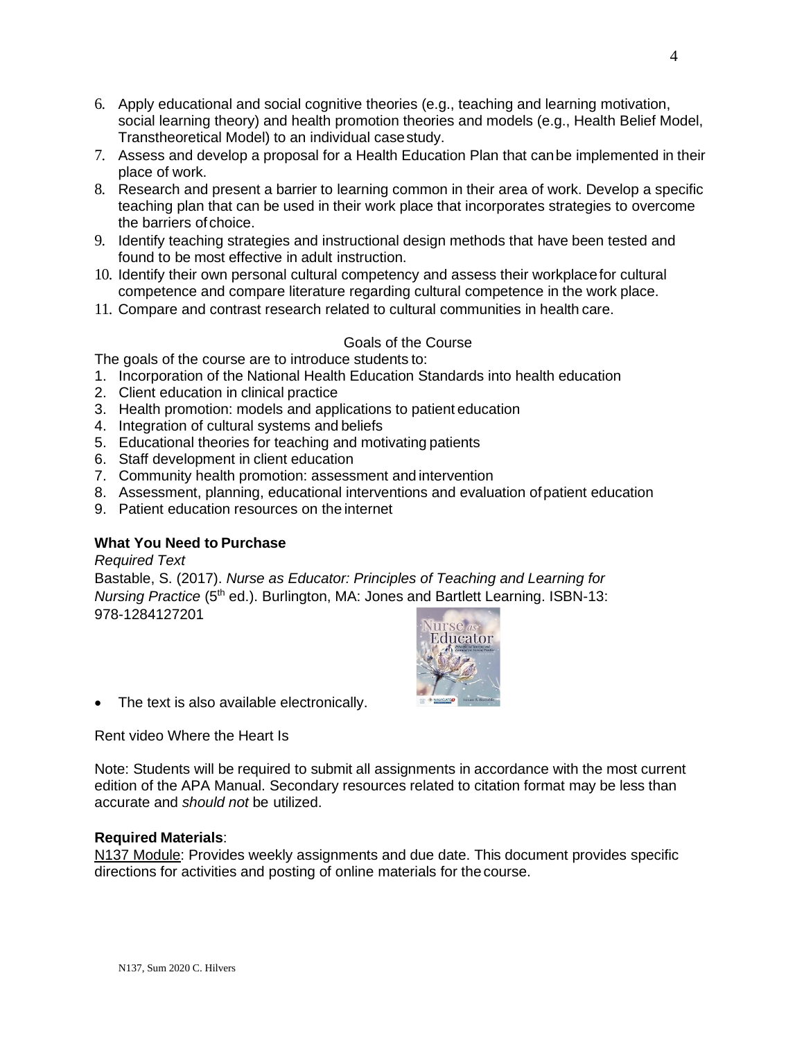6. Apply educational and social cognitive theories (e.g., teaching and learning motivation, social learning theory) and health promotion theories and models (e.g., Health Belief Model, Transtheoretical Model) to an individual case study.
7. Assess and develop a proposal for a Health Education Plan that can be implemented in their place of work.
8. Research and present a barrier to learning common in their area of work. Develop a specific teaching plan that can be used in their work place that incorporates strategies to overcome the barriers of choice.
9. Identify teaching strategies and instructional design methods that have been tested and found to be most effective in adult instruction.
10. Identify their own personal cultural competency and assess their workplace for cultural competence and compare literature regarding cultural competence in the work place.
11. Compare and contrast research related to cultural communities in health care.

## Goals of the Course

The goals of the course are to introduce students to:

1. Incorporation of the National Health Education Standards into health education
2. Client education in clinical practice
3. Health promotion: models and applications to patient education
4. Integration of cultural systems and beliefs
5. Educational theories for teaching and motivating patients
6. Staff development in client education
7. Community health promotion: assessment and intervention
8. Assessment, planning, educational interventions and evaluation of patient education
9. Patient education resources on the internet

**What You Need to Purchase**

*Required Text*

Bastable, S. (2017). *Nurse as Educator: Principles of Teaching and Learning for Nursing Practice* (5th ed.). Burlington, MA: Jones and Bartlett Learning. ISBN-13: 978-1284127201

- The text is also available electronically.

Rent video Where the Heart Is

Note: Students will be required to submit all assignments in accordance with the most current edition of the APA Manual. Secondary resources related to citation format may be less than accurate and *should not* be utilized.

**Required Materials**:

N137 Module: Provides weekly assignments and due date. This document provides specific directions for activities and posting of online materials for the course.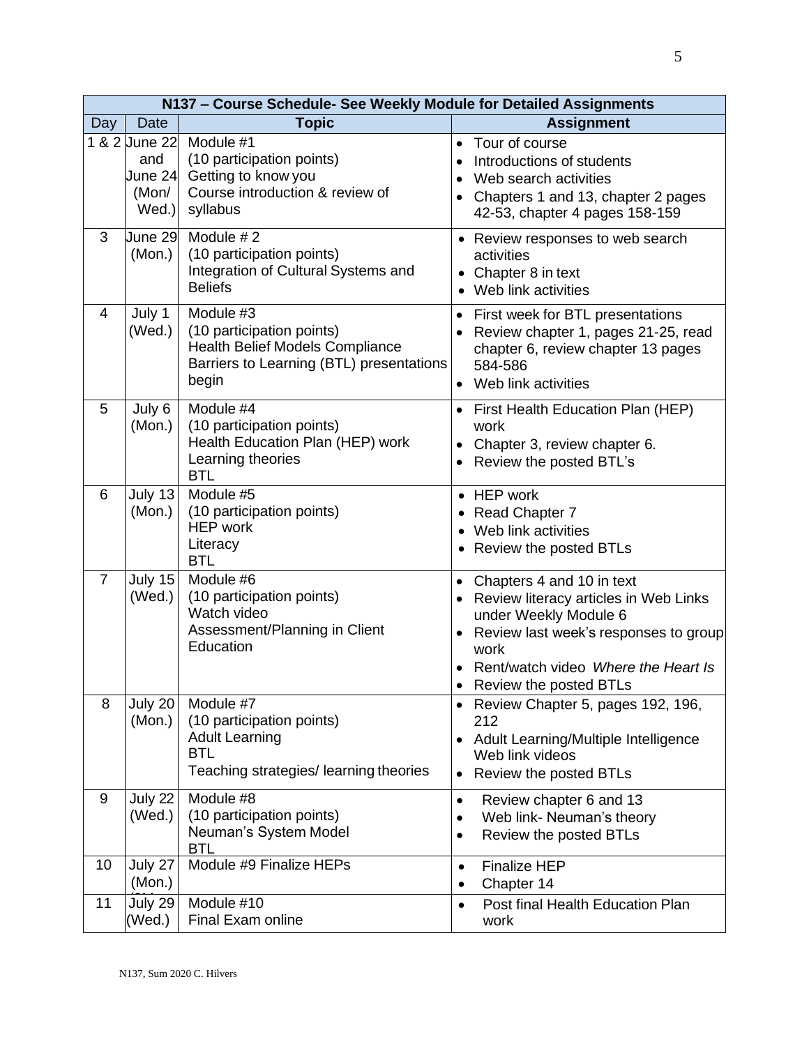| N137 – Course Schedule- See Weekly Module for Detailed Assignments | | | |
|---|---|---|---|
| **Day** | **Date** | **Topic** | **Assignment** |
| 1 & 2 | June 22 and June 24 (Mon/ Wed.) | Module #1<br>(10 participation points)<br>Getting to know you<br>Course introduction & review of syllabus | • Tour of course<br>• Introductions of students<br>• Web search activities<br>• Chapters 1 and 13, chapter 2 pages 42-53, chapter 4 pages 158-159 |
| 3 | June 29 (Mon.) | Module # 2<br>(10 participation points)<br>Integration of Cultural Systems and Beliefs | • Review responses to web search activities<br>• Chapter 8 in text<br>• Web link activities |
| 4 | July 1 (Wed.) | Module #3<br>(10 participation points)<br>Health Belief Models Compliance<br>Barriers to Learning (BTL) presentations begin | • First week for BTL presentations<br>• Review chapter 1, pages 21-25, read chapter 6, review chapter 13 pages 584-586<br>• Web link activities |
| 5 | July 6 (Mon.) | Module #4<br>(10 participation points)<br>Health Education Plan (HEP) work<br>Learning theories<br>BTL | • First Health Education Plan (HEP) work<br>• Chapter 3, review chapter 6.<br>• Review the posted BTL's |
| 6 | July 13 (Mon.) | Module #5<br>(10 participation points)<br>HEP work<br>Literacy<br>BTL | • HEP work<br>• Read Chapter 7<br>• Web link activities<br>• Review the posted BTLs |
| 7 | July 15 (Wed.) | Module #6<br>(10 participation points)<br>Watch video<br>Assessment/Planning in Client Education | • Chapters 4 and 10 in text<br>• Review literacy articles in Web Links under Weekly Module 6<br>• Review last week's responses to group work<br>• Rent/watch video *Where the Heart Is*<br>• Review the posted BTLs |
| 8 | July 20 (Mon.) | Module #7<br>(10 participation points)<br>Adult Learning<br>BTL<br>Teaching strategies/ learning theories | • Review Chapter 5, pages 192, 196, 212<br>• Adult Learning/Multiple Intelligence Web link videos<br>• Review the posted BTLs |
| 9 | July 22 (Wed.) | Module #8<br>(10 participation points)<br>Neuman's System Model<br>BTL | • Review chapter 6 and 13<br>• Web link- Neuman's theory<br>• Review the posted BTLs |
| 10 | July 27 (Mon.) | Module #9 Finalize HEPs | • Finalize HEP<br>• Chapter 14 |
| 11 | July 29 (Wed.) | Module #10<br>Final Exam online | • Post final Health Education Plan work |

N137, Sum 2020 C. Hilvers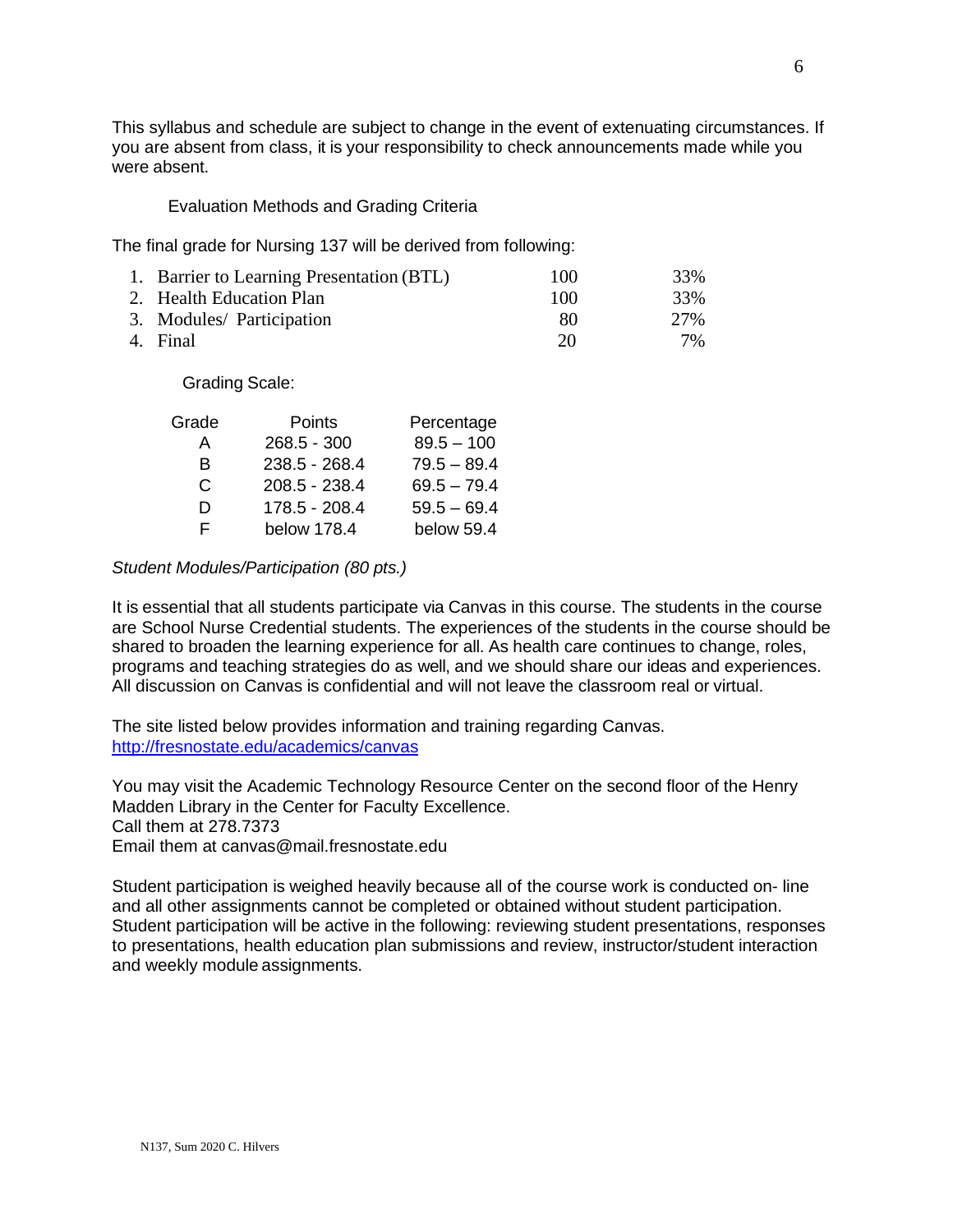This syllabus and schedule are subject to change in the event of extenuating circumstances. If you are absent from class, it is your responsibility to check announcements made while you were absent.

## Evaluation Methods and Grading Criteria

The final grade for Nursing 137 will be derived from following:

| | | | |
|---|---|---|---|
| 1. | Barrier to Learning Presentation (BTL) | 100 | 33% |
| 2. | Health Education Plan | 100 | 33% |
| 3. | Modules/ Participation | 80 | 27% |
| 4. | Final | 20 | 7% |

Grading Scale:

| Grade | Points | Percentage |
|---|---|---|
| A | 268.5 - 300 | 89.5 – 100 |
| B | 238.5 - 268.4 | 79.5 – 89.4 |
| C | 208.5 - 238.4 | 69.5 – 79.4 |
| D | 178.5 - 208.4 | 59.5 – 69.4 |
| F | below 178.4 | below 59.4 |

*Student Modules/Participation (80 pts.)*

It is essential that all students participate via Canvas in this course. The students in the course are School Nurse Credential students. The experiences of the students in the course should be shared to broaden the learning experience for all. As health care continues to change, roles, programs and teaching strategies do as well, and we should share our ideas and experiences. All discussion on Canvas is confidential and will not leave the classroom real or virtual.

The site listed below provides information and training regarding Canvas.
http://fresnostate.edu/academics/canvas

You may visit the Academic Technology Resource Center on the second floor of the Henry Madden Library in the Center for Faculty Excellence.
Call them at 278.7373
Email them at canvas@mail.fresnostate.edu

Student participation is weighed heavily because all of the course work is conducted on- line and all other assignments cannot be completed or obtained without student participation. Student participation will be active in the following: reviewing student presentations, responses to presentations, health education plan submissions and review, instructor/student interaction and weekly module assignments.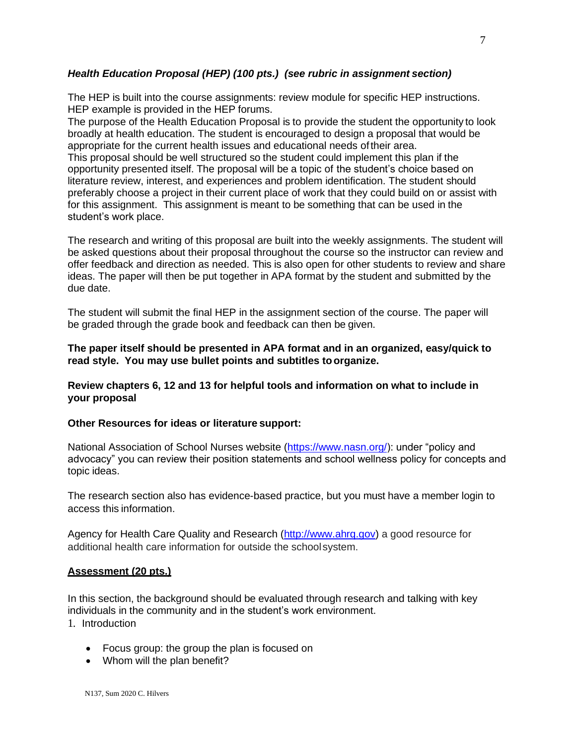***Health Education Proposal (HEP) (100 pts.) (see rubric in assignment section)***

The HEP is built into the course assignments: review module for specific HEP instructions. HEP example is provided in the HEP forums.
The purpose of the Health Education Proposal is to provide the student the opportunity to look broadly at health education. The student is encouraged to design a proposal that would be appropriate for the current health issues and educational needs of their area.
This proposal should be well structured so the student could implement this plan if the opportunity presented itself. The proposal will be a topic of the student's choice based on literature review, interest, and experiences and problem identification. The student should preferably choose a project in their current place of work that they could build on or assist with for this assignment. This assignment is meant to be something that can be used in the student's work place.

The research and writing of this proposal are built into the weekly assignments. The student will be asked questions about their proposal throughout the course so the instructor can review and offer feedback and direction as needed. This is also open for other students to review and share ideas. The paper will then be put together in APA format by the student and submitted by the due date.

The student will submit the final HEP in the assignment section of the course. The paper will be graded through the grade book and feedback can then be given.

**The paper itself should be presented in APA format and in an organized, easy/quick to read style. You may use bullet points and subtitles to organize.**

**Review chapters 6, 12 and 13 for helpful tools and information on what to include in your proposal**

**Other Resources for ideas or literature support:**

National Association of School Nurses website (https://www.nasn.org/): under "policy and advocacy" you can review their position statements and school wellness policy for concepts and topic ideas.

The research section also has evidence-based practice, but you must have a member login to access this information.

Agency for Health Care Quality and Research (http://www.ahrq.gov) a good resource for additional health care information for outside the school system.

**Assessment (20 pts.)**

In this section, the background should be evaluated through research and talking with key individuals in the community and in the student's work environment.

1. Introduction
   - Focus group: the group the plan is focused on
   - Whom will the plan benefit?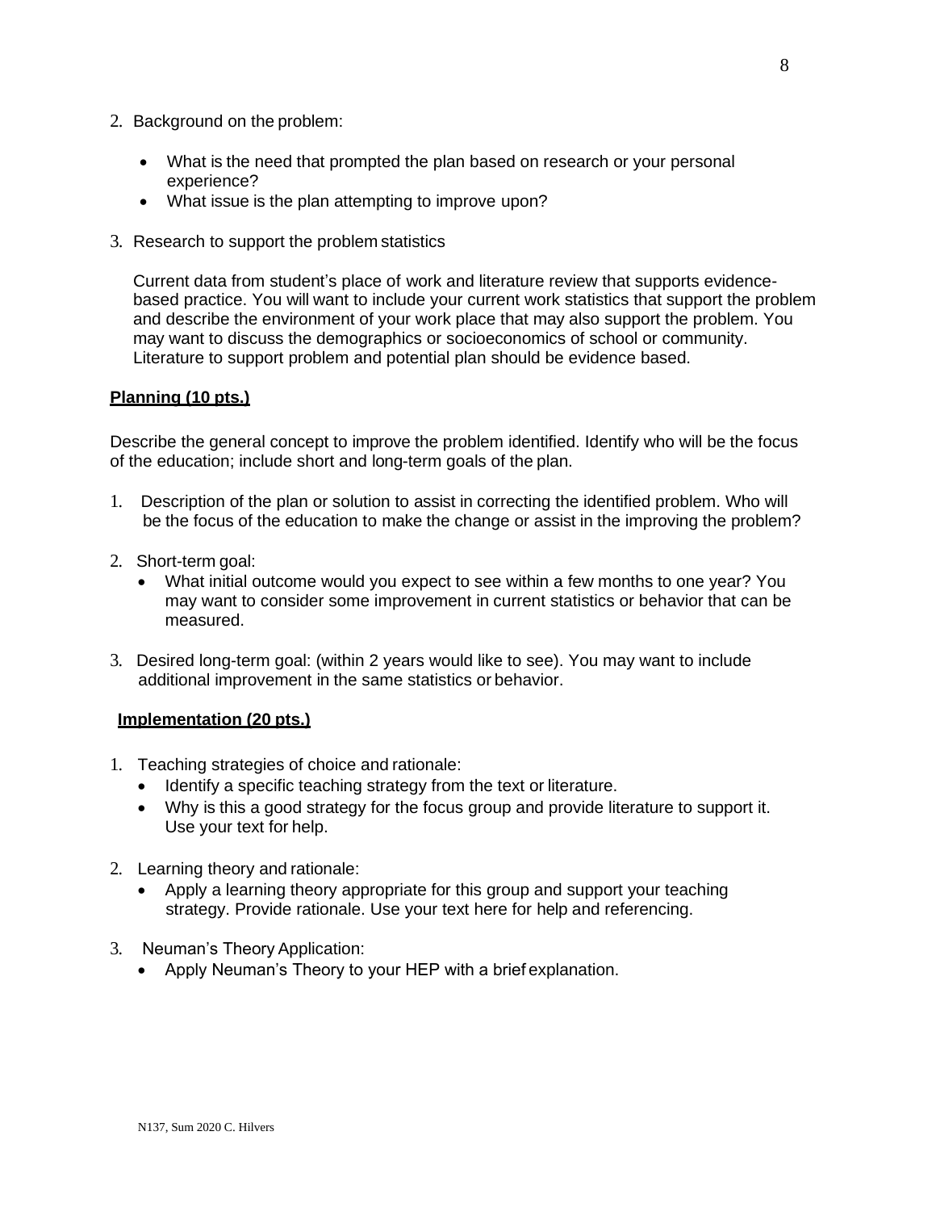2. Background on the problem:

    - What is the need that prompted the plan based on research or your personal experience?
    - What issue is the plan attempting to improve upon?

3. Research to support the problem statistics

    Current data from student's place of work and literature review that supports evidence-based practice. You will want to include your current work statistics that support the problem and describe the environment of your work place that may also support the problem. You may want to discuss the demographics or socioeconomics of school or community. Literature to support problem and potential plan should be evidence based.

**Planning (10 pts.)**

Describe the general concept to improve the problem identified. Identify who will be the focus of the education; include short and long-term goals of the plan.

1. Description of the plan or solution to assist in correcting the identified problem. Who will be the focus of the education to make the change or assist in the improving the problem?

2. Short-term goal:
    - What initial outcome would you expect to see within a few months to one year? You may want to consider some improvement in current statistics or behavior that can be measured.

3. Desired long-term goal: (within 2 years would like to see). You may want to include additional improvement in the same statistics or behavior.

**Implementation (20 pts.)**

1. Teaching strategies of choice and rationale:
    - Identify a specific teaching strategy from the text or literature.
    - Why is this a good strategy for the focus group and provide literature to support it. Use your text for help.

2. Learning theory and rationale:
    - Apply a learning theory appropriate for this group and support your teaching strategy. Provide rationale. Use your text here for help and referencing.

3. Neuman's Theory Application:
    - Apply Neuman's Theory to your HEP with a brief explanation.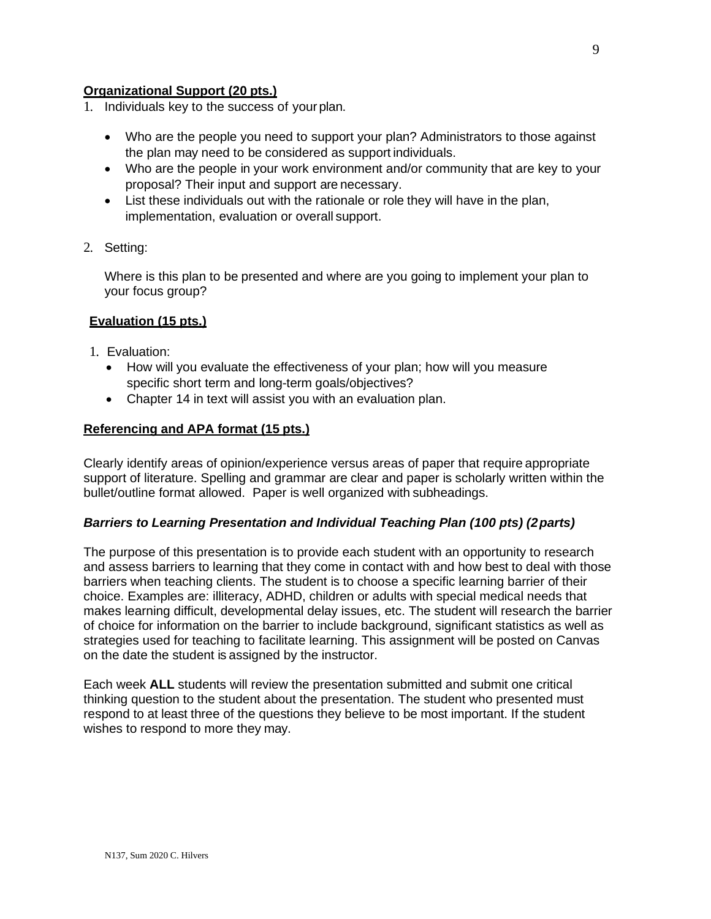**Organizational Support (20 pts.)**

1. Individuals key to the success of your plan.

   - Who are the people you need to support your plan? Administrators to those against the plan may need to be considered as support individuals.
   - Who are the people in your work environment and/or community that are key to your proposal? Their input and support are necessary.
   - List these individuals out with the rationale or role they will have in the plan, implementation, evaluation or overall support.

2. Setting:

   Where is this plan to be presented and where are you going to implement your plan to your focus group?

**Evaluation (15 pts.)**

1. Evaluation:
   - How will you evaluate the effectiveness of your plan; how will you measure specific short term and long-term goals/objectives?
   - Chapter 14 in text will assist you with an evaluation plan.

**Referencing and APA format (15 pts.)**

Clearly identify areas of opinion/experience versus areas of paper that require appropriate support of literature. Spelling and grammar are clear and paper is scholarly written within the bullet/outline format allowed. Paper is well organized with subheadings.

***Barriers to Learning Presentation and Individual Teaching Plan (100 pts) (2 parts)***

The purpose of this presentation is to provide each student with an opportunity to research and assess barriers to learning that they come in contact with and how best to deal with those barriers when teaching clients. The student is to choose a specific learning barrier of their choice. Examples are: illiteracy, ADHD, children or adults with special medical needs that makes learning difficult, developmental delay issues, etc. The student will research the barrier of choice for information on the barrier to include background, significant statistics as well as strategies used for teaching to facilitate learning. This assignment will be posted on Canvas on the date the student is assigned by the instructor.

Each week **ALL** students will review the presentation submitted and submit one critical thinking question to the student about the presentation. The student who presented must respond to at least three of the questions they believe to be most important. If the student wishes to respond to more they may.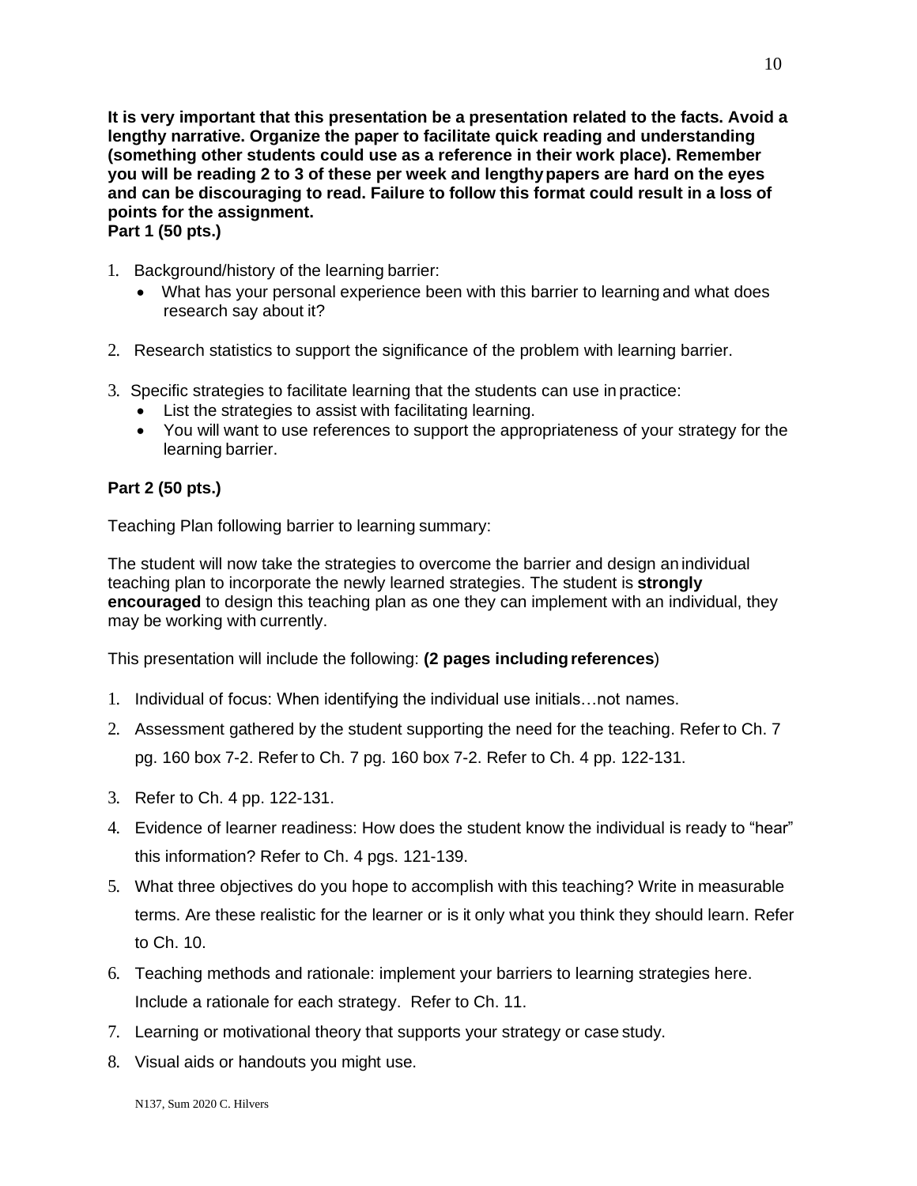**It is very important that this presentation be a presentation related to the facts. Avoid a lengthy narrative. Organize the paper to facilitate quick reading and understanding (something other students could use as a reference in their work place). Remember you will be reading 2 to 3 of these per week and lengthy papers are hard on the eyes and can be discouraging to read. Failure to follow this format could result in a loss of points for the assignment.**

**Part 1 (50 pts.)**

1. Background/history of the learning barrier:
   - What has your personal experience been with this barrier to learning and what does research say about it?
2. Research statistics to support the significance of the problem with learning barrier.
3. Specific strategies to facilitate learning that the students can use in practice:
   - List the strategies to assist with facilitating learning.
   - You will want to use references to support the appropriateness of your strategy for the learning barrier.

**Part 2 (50 pts.)**

Teaching Plan following barrier to learning summary:

The student will now take the strategies to overcome the barrier and design an individual teaching plan to incorporate the newly learned strategies. The student is **strongly encouraged** to design this teaching plan as one they can implement with an individual, they may be working with currently.

This presentation will include the following: **(2 pages including references**)

1. Individual of focus: When identifying the individual use initials…not names.
2. Assessment gathered by the student supporting the need for the teaching. Refer to Ch. 7 pg. 160 box 7-2. Refer to Ch. 7 pg. 160 box 7-2. Refer to Ch. 4 pp. 122-131.
3. Refer to Ch. 4 pp. 122-131.
4. Evidence of learner readiness: How does the student know the individual is ready to "hear" this information? Refer to Ch. 4 pgs. 121-139.
5. What three objectives do you hope to accomplish with this teaching? Write in measurable terms. Are these realistic for the learner or is it only what you think they should learn. Refer to Ch. 10.
6. Teaching methods and rationale: implement your barriers to learning strategies here. Include a rationale for each strategy. Refer to Ch. 11.
7. Learning or motivational theory that supports your strategy or case study.
8. Visual aids or handouts you might use.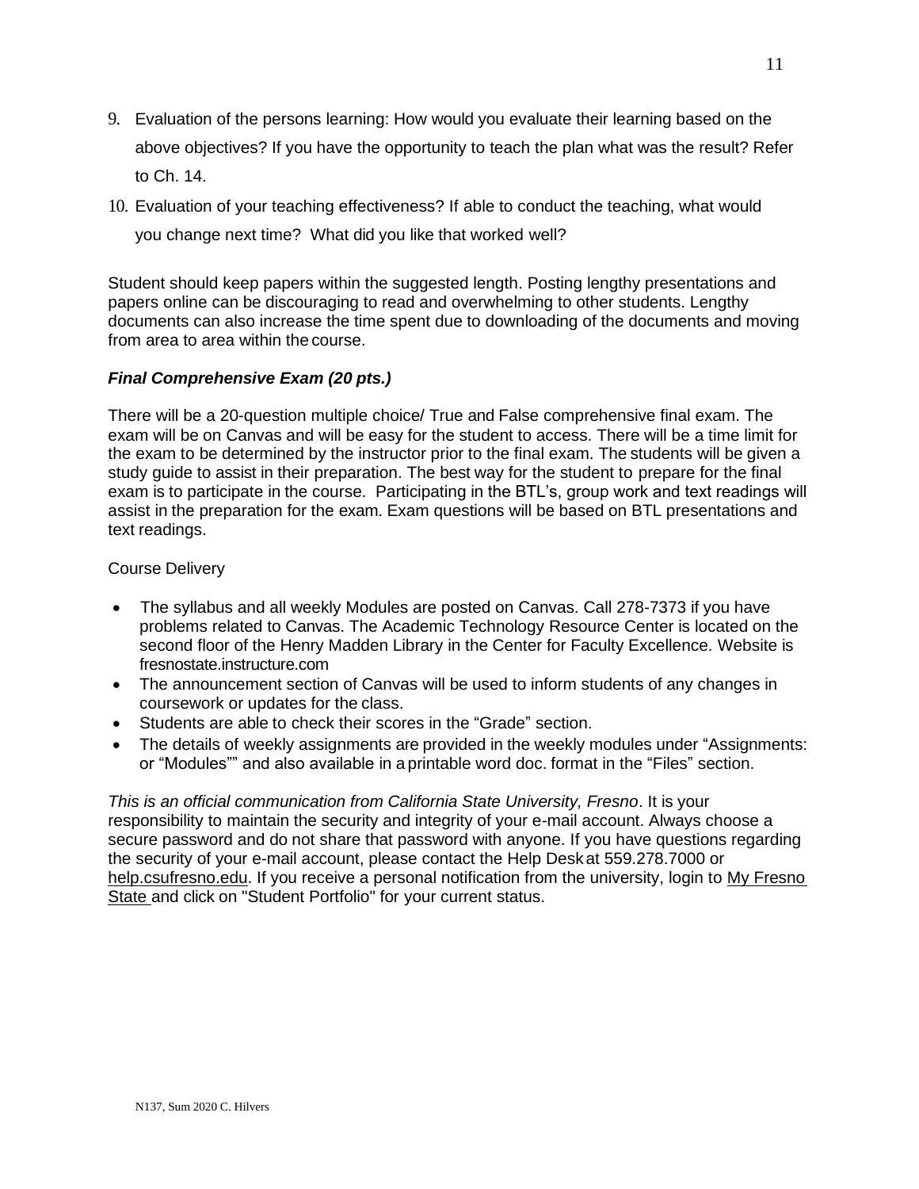9. Evaluation of the persons learning: How would you evaluate their learning based on the above objectives? If you have the opportunity to teach the plan what was the result? Refer to Ch. 14.
10. Evaluation of your teaching effectiveness? If able to conduct the teaching, what would you change next time? What did you like that worked well?

Student should keep papers within the suggested length. Posting lengthy presentations and papers online can be discouraging to read and overwhelming to other students. Lengthy documents can also increase the time spent due to downloading of the documents and moving from area to area within the course.

### *Final Comprehensive Exam (20 pts.)*

There will be a 20-question multiple choice/ True and False comprehensive final exam. The exam will be on Canvas and will be easy for the student to access. There will be a time limit for the exam to be determined by the instructor prior to the final exam. The students will be given a study guide to assist in their preparation. The best way for the student to prepare for the final exam is to participate in the course. Participating in the BTL's, group work and text readings will assist in the preparation for the exam. Exam questions will be based on BTL presentations and text readings.

Course Delivery

- The syllabus and all weekly Modules are posted on Canvas. Call 278-7373 if you have problems related to Canvas. The Academic Technology Resource Center is located on the second floor of the Henry Madden Library in the Center for Faculty Excellence. Website is fresnostate.instructure.com
- The announcement section of Canvas will be used to inform students of any changes in coursework or updates for the class.
- Students are able to check their scores in the "Grade" section.
- The details of weekly assignments are provided in the weekly modules under "Assignments: or "Modules"" and also available in a printable word doc. format in the "Files" section.

*This is an official communication from California State University, Fresno*. It is your responsibility to maintain the security and integrity of your e-mail account. Always choose a secure password and do not share that password with anyone. If you have questions regarding the security of your e-mail account, please contact the Help Desk at 559.278.7000 or help.csufresno.edu. If you receive a personal notification from the university, login to My Fresno State and click on "Student Portfolio" for your current status.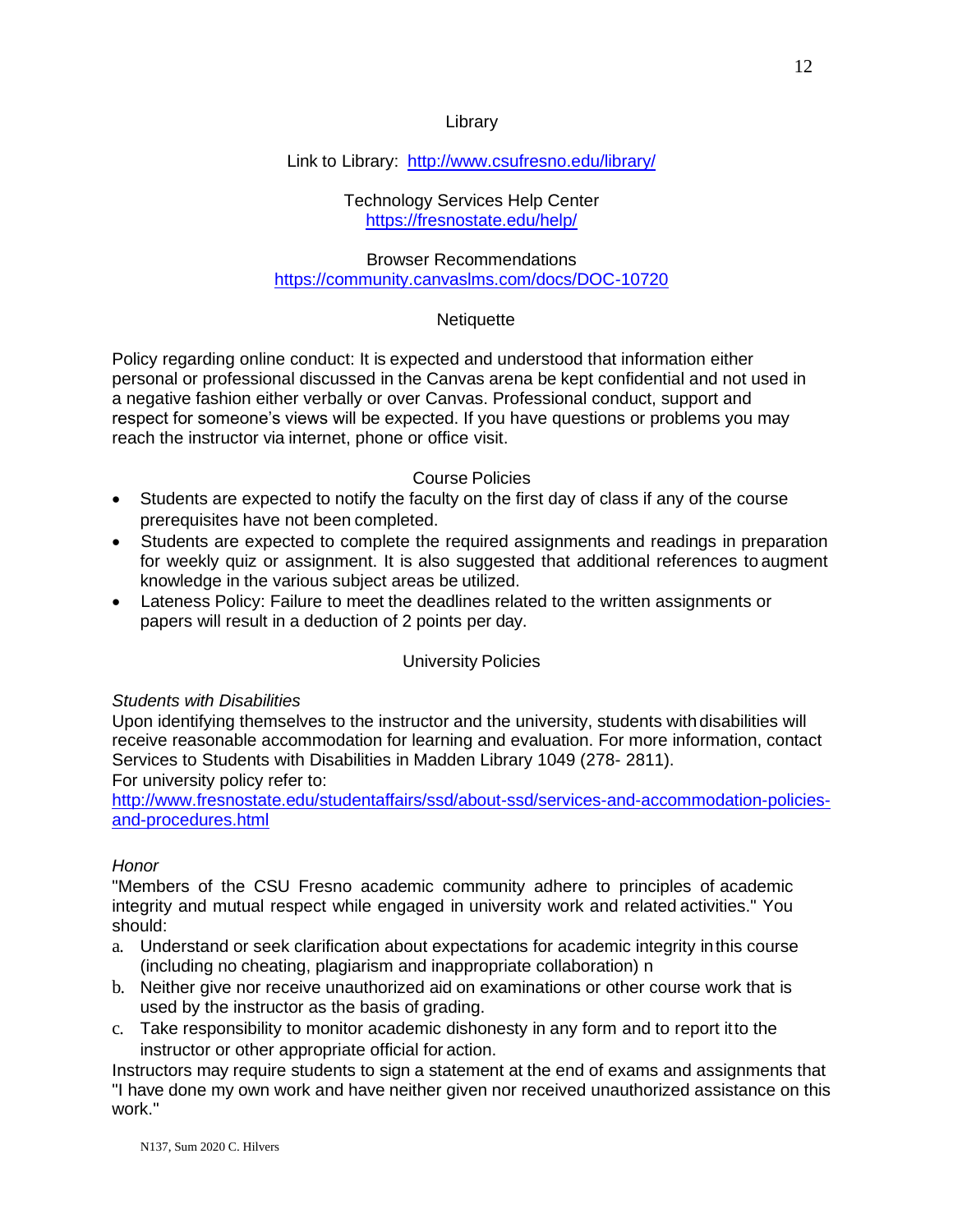## Library

Link to Library: http://www.csufresno.edu/library/

Technology Services Help Center
https://fresnostate.edu/help/

Browser Recommendations
https://community.canvaslms.com/docs/DOC-10720

## Netiquette

Policy regarding online conduct: It is expected and understood that information either personal or professional discussed in the Canvas arena be kept confidential and not used in a negative fashion either verbally or over Canvas. Professional conduct, support and respect for someone's views will be expected. If you have questions or problems you may reach the instructor via internet, phone or office visit.

## Course Policies

- Students are expected to notify the faculty on the first day of class if any of the course prerequisites have not been completed.
- Students are expected to complete the required assignments and readings in preparation for weekly quiz or assignment. It is also suggested that additional references to augment knowledge in the various subject areas be utilized.
- Lateness Policy: Failure to meet the deadlines related to the written assignments or papers will result in a deduction of 2 points per day.

## University Policies

*Students with Disabilities*

Upon identifying themselves to the instructor and the university, students with disabilities will receive reasonable accommodation for learning and evaluation. For more information, contact Services to Students with Disabilities in Madden Library 1049 (278- 2811).
For university policy refer to:
http://www.fresnostate.edu/studentaffairs/ssd/about-ssd/services-and-accommodation-policies-and-procedures.html

*Honor*

"Members of the CSU Fresno academic community adhere to principles of academic integrity and mutual respect while engaged in university work and related activities." You should:

a. Understand or seek clarification about expectations for academic integrity in this course (including no cheating, plagiarism and inappropriate collaboration) n
b. Neither give nor receive unauthorized aid on examinations or other course work that is used by the instructor as the basis of grading.
c. Take responsibility to monitor academic dishonesty in any form and to report it to the instructor or other appropriate official for action.

Instructors may require students to sign a statement at the end of exams and assignments that "I have done my own work and have neither given nor received unauthorized assistance on this work."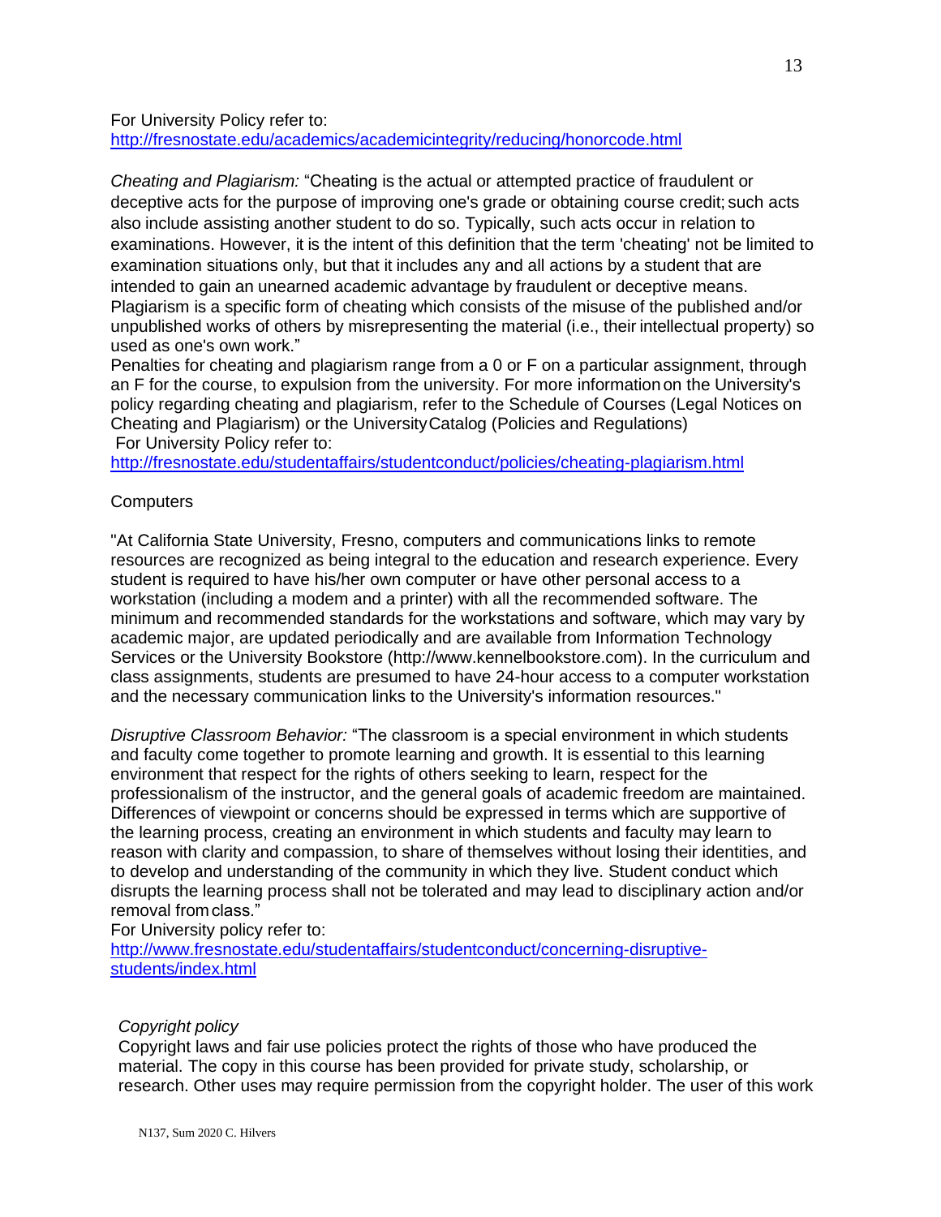For University Policy refer to:
http://fresnostate.edu/academics/academicintegrity/reducing/honorcode.html

*Cheating and Plagiarism:* "Cheating is the actual or attempted practice of fraudulent or deceptive acts for the purpose of improving one's grade or obtaining course credit; such acts also include assisting another student to do so. Typically, such acts occur in relation to examinations. However, it is the intent of this definition that the term 'cheating' not be limited to examination situations only, but that it includes any and all actions by a student that are intended to gain an unearned academic advantage by fraudulent or deceptive means. Plagiarism is a specific form of cheating which consists of the misuse of the published and/or unpublished works of others by misrepresenting the material (i.e., their intellectual property) so used as one's own work."
Penalties for cheating and plagiarism range from a 0 or F on a particular assignment, through an F for the course, to expulsion from the university. For more information on the University's policy regarding cheating and plagiarism, refer to the Schedule of Courses (Legal Notices on Cheating and Plagiarism) or the University Catalog (Policies and Regulations)
For University Policy refer to:
http://fresnostate.edu/studentaffairs/studentconduct/policies/cheating-plagiarism.html

Computers

"At California State University, Fresno, computers and communications links to remote resources are recognized as being integral to the education and research experience. Every student is required to have his/her own computer or have other personal access to a workstation (including a modem and a printer) with all the recommended software. The minimum and recommended standards for the workstations and software, which may vary by academic major, are updated periodically and are available from Information Technology Services or the University Bookstore (http://www.kennelbookstore.com). In the curriculum and class assignments, students are presumed to have 24-hour access to a computer workstation and the necessary communication links to the University's information resources."

*Disruptive Classroom Behavior:* "The classroom is a special environment in which students and faculty come together to promote learning and growth. It is essential to this learning environment that respect for the rights of others seeking to learn, respect for the professionalism of the instructor, and the general goals of academic freedom are maintained. Differences of viewpoint or concerns should be expressed in terms which are supportive of the learning process, creating an environment in which students and faculty may learn to reason with clarity and compassion, to share of themselves without losing their identities, and to develop and understanding of the community in which they live. Student conduct which disrupts the learning process shall not be tolerated and may lead to disciplinary action and/or removal from class."
For University policy refer to:
http://www.fresnostate.edu/studentaffairs/studentconduct/concerning-disruptive-students/index.html

*Copyright policy*
Copyright laws and fair use policies protect the rights of those who have produced the material. The copy in this course has been provided for private study, scholarship, or research. Other uses may require permission from the copyright holder. The user of this work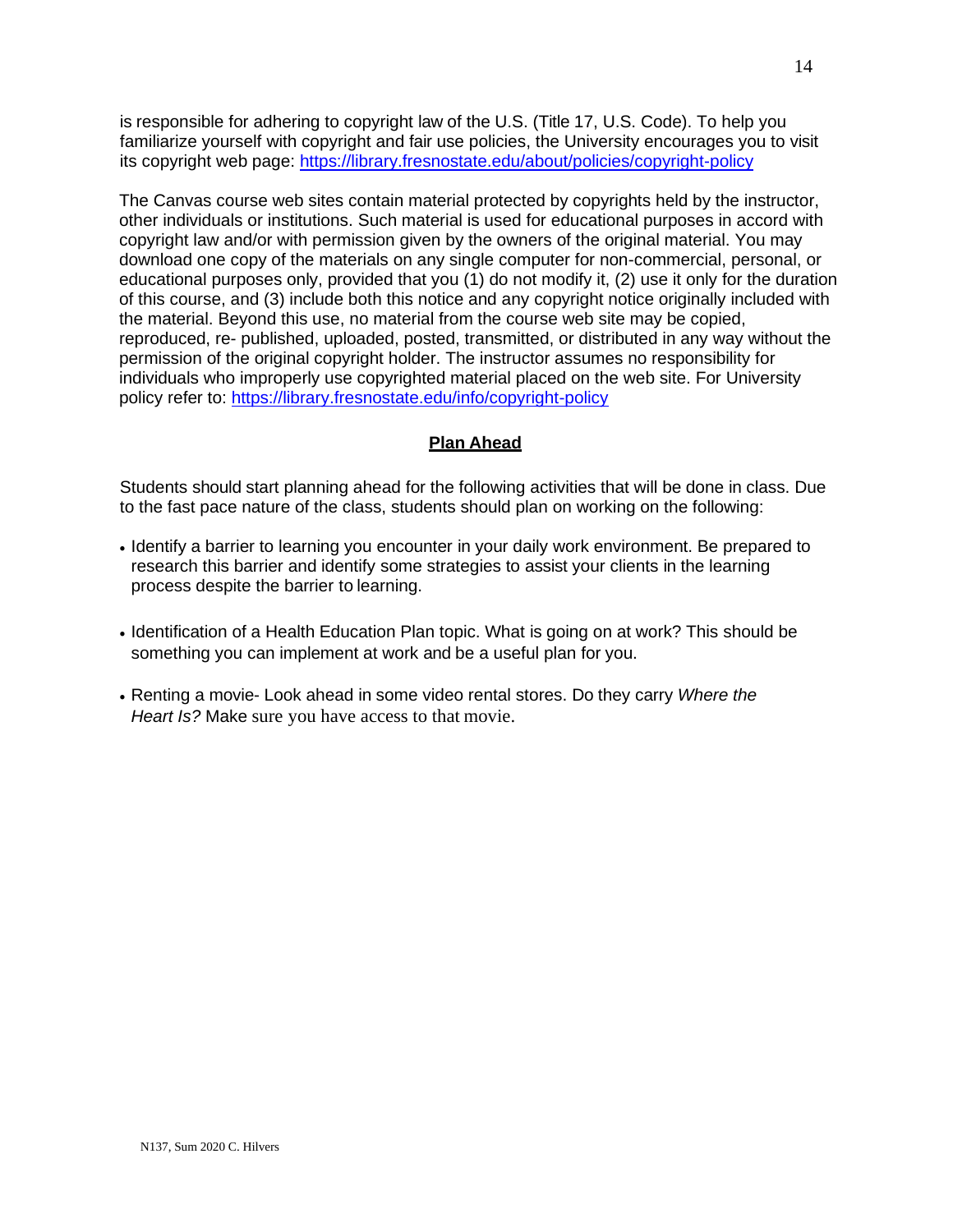is responsible for adhering to copyright law of the U.S. (Title 17, U.S. Code). To help you familiarize yourself with copyright and fair use policies, the University encourages you to visit its copyright web page: https://library.fresnostate.edu/about/policies/copyright-policy

The Canvas course web sites contain material protected by copyrights held by the instructor, other individuals or institutions. Such material is used for educational purposes in accord with copyright law and/or with permission given by the owners of the original material. You may download one copy of the materials on any single computer for non-commercial, personal, or educational purposes only, provided that you (1) do not modify it, (2) use it only for the duration of this course, and (3) include both this notice and any copyright notice originally included with the material. Beyond this use, no material from the course web site may be copied, reproduced, re- published, uploaded, posted, transmitted, or distributed in any way without the permission of the original copyright holder. The instructor assumes no responsibility for individuals who improperly use copyrighted material placed on the web site. For University policy refer to: https://library.fresnostate.edu/info/copyright-policy

## Plan Ahead

Students should start planning ahead for the following activities that will be done in class. Due to the fast pace nature of the class, students should plan on working on the following:

- Identify a barrier to learning you encounter in your daily work environment. Be prepared to research this barrier and identify some strategies to assist your clients in the learning process despite the barrier to learning.
- Identification of a Health Education Plan topic. What is going on at work? This should be something you can implement at work and be a useful plan for you.
- Renting a movie- Look ahead in some video rental stores. Do they carry *Where the Heart Is?* Make sure you have access to that movie.